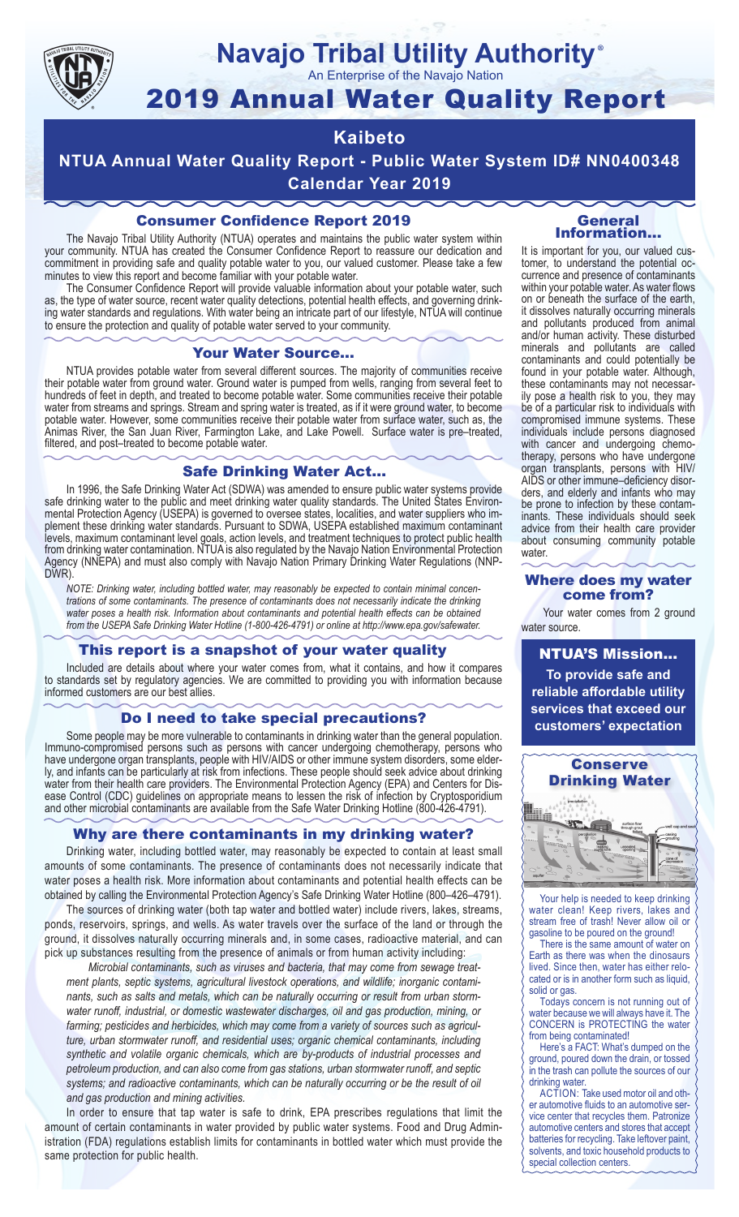# Navajo Tribal Utility Authority®

An Enterprise of the Navajo Nation

# 2019 Annual Water Quality Report

## Kaibeto

## NTUA Annual Water Quality Report - Public Water System ID# NN0400348

## Calendar Year 2019

### Consumer Confidence Report 2019

The Navajo Tribal Utility Authority (NTUA) operates and maintains the public water system within your community. NTUA has created the Consumer Confidence Report to reassure our dedication and commitment in providing safe and quality potable water to you, our valued customer. Please take a few minutes to view this report and become familiar with your potable water.

The Consumer Confidence Report will provide valuable information about your potable water, such as, the type of water source, recent water quality detections, potential health effects, and governing drinking water standards and regulations. With water being an intricate part of our lifestyle, NTUA will continue to ensure the protection and quality of potable water served to your community.

### Your Water Source…

NTUA provides potable water from several different sources. The majority of communities receive their potable water from ground water. Ground water is pumped from wells, ranging from several feet to hundreds of feet in depth, and treated to become potable water. Some communities receive their potable water from streams and springs. Stream and spring water is treated, as if it were ground water, to become potable water. However, some communities receive their potable water from surface water, such as, the Animas River, the San Juan River, Farmington Lake, and Lake Powell. Surface water is pre–treated, filtered, and post–treated to become potable water.

### Safe Drinking Water Act…

In 1996, the Safe Drinking Water Act (SDWA) was amended to ensure public water systems provide safe drinking water to the public and meet drinking water quality standards. The United States Environmental Protection Agency (USEPA) is governed to oversee states, localities, and water suppliers who implement these drinking water standards. Pursuant to SDWA, USEPA established maximum contaminant levels, maximum contaminant level goals, action levels, and treatment techniques to protect public health from drinking water contamination. NTUA is also regulated by the Navajo Nation Environmental Protection Agency (NNEPA) and must also comply with Navajo Nation Primary Drinking Water Regulations (NNPDWR).

*NOTE: Drinking water, including bottled water, may reasonably be expected to contain minimal concentrations of some contaminants. The presence of contaminants does not necessarily indicate the drinking water poses a health risk. Information about contaminants and potential health effects can be obtained from the USEPA Safe Drinking Water Hotline (1-800-426-4791) or online at http://www.epa.gov/safewater.*

### This report is a snapshot of your water quality

Included are details about where your water comes from, what it contains, and how it compares to standards set by regulatory agencies. We are committed to providing you with information because informed customers are our best allies.

### Do I need to take special precautions?

Some people may be more vulnerable to contaminants in drinking water than the general population. Immuno-compromised persons such as persons with cancer undergoing chemotherapy, persons who have undergone organ transplants, people with HIV/AIDS or other immune system disorders, some elderly, and infants can be particularly at risk from infections. These people should seek advice about drinking water from their health care providers. The Environmental Protection Agency (EPA) and Centers for Disease Control (CDC) guidelines on appropriate means to lessen the risk of infection by Cryptosporidium and other microbial contaminants are available from the Safe Water Drinking Hotline (800-426-4791).

### Why are there contaminants in my drinking water?

Drinking water, including bottled water, may reasonably be expected to contain at least small amounts of some contaminants. The presence of contaminants does not necessarily indicate that water poses a health risk. More information about contaminants and potential health effects can be obtained by calling the Environmental Protection Agency's Safe Drinking Water Hotline (800–426–4791).

The sources of drinking water (both tap water and bottled water) include rivers, lakes, streams, ponds, reservoirs, springs, and wells. As water travels over the surface of the land or through the ground, it dissolves naturally occurring minerals and, in some cases, radioactive material, and can pick up substances resulting from the presence of animals or from human activity including:

*Microbial contaminants, such as viruses and bacteria, that may come from sewage treatment plants, septic systems, agricultural livestock operations, and wildlife; inorganic contaminants, such as salts and metals, which can be naturally occurring or result from urban stormwater runoff, industrial, or domestic wastewater discharges, oil and gas production, mining, or farming; pesticides and herbicides, which may come from a variety of sources such as agriculture, urban stormwater runoff, and residential uses; organic chemical contaminants, including synthetic and volatile organic chemicals, which are by-products of industrial processes and petroleum production, and can also come from gas stations, urban stormwater runoff, and septic systems; and radioactive contaminants, which can be naturally occurring or be the result of oil and gas production and mining activities.*

In order to ensure that tap water is safe to drink, EPA prescribes regulations that limit the amount of certain contaminants in water provided by public water systems. Food and Drug Administration (FDA) regulations establish limits for contaminants in bottled water which must provide the same protection for public health.

### General Information…

It is important for you, our valued customer, to understand the potential occurrence and presence of contaminants within your potable water. As water flows on or beneath the surface of the earth, it dissolves naturally occurring minerals and pollutants produced from animal and/or human activity. These disturbed minerals and pollutants are called contaminants and could potentially be found in your potable water. Although, these contaminants may not necessarily pose a health risk to you, they may be of a particular risk to individuals with compromised immune systems. These individuals include persons diagnosed with cancer and undergoing chemotherapy, persons who have undergone organ transplants, persons with HIV/AIDS or other immune–deficiency disorders, and elderly and infants who may be prone to infection by these contaminants. These individuals should seek advice from their health care provider about consuming community potable water.

### Where does my water come from?

Your water comes from 2 ground water source.

### NTUA'S Mission…

**To provide safe and reliable affordable utility services that exceed our customers' expectation**

### Conserve Drinking Water

Your help is needed to keep drinking water clean! Keep rivers, lakes and stream free of trash! Never allow oil or gasoline to be poured on the ground!

There is the same amount of water on Earth as there was when the dinosaurs lived. Since then, water has either relocated or is in another form such as liquid, solid or gas.

Todays concern is not running out of water because we will always have it. The CONCERN is PROTECTING the water from being contaminated!

Here's a FACT: What's dumped on the ground, poured down the drain, or tossed in the trash can pollute the sources of our drinking water.

ACTION: Take used motor oil and other automotive fluids to an automotive service center that recycles them. Patronize automotive centers and stores that accept batteries for recycling. Take leftover paint, solvents, and toxic household products to special collection centers.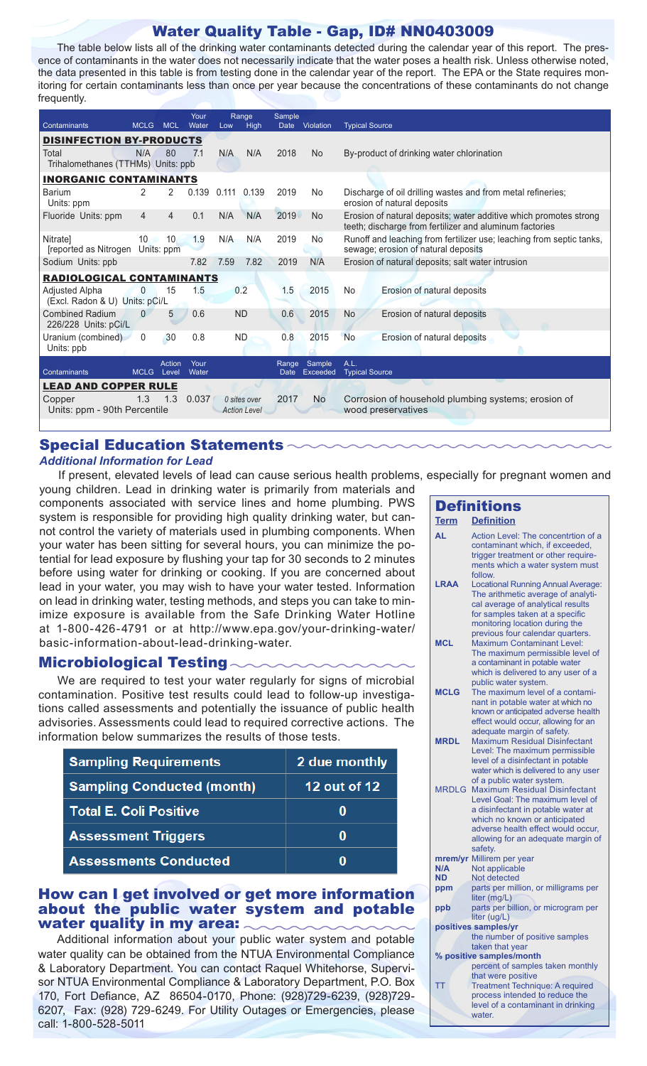## Water Quality Table - Gap, ID# NN0403009

The table below lists all of the drinking water contaminants detected during the calendar year of this report. The presence of contaminants in the water does not necessarily indicate that the water poses a health risk. Unless otherwise noted, the data presented in this table is from testing done in the calendar year of the report. The EPA or the State requires monitoring for certain contaminants less than once per year because the concentrations of these contaminants do not change frequently.

| Contaminants | MCLG | MCL | Your Water | Range Low | Range High | Sample Date | Violation | Typical Source |
|---|---|---|---|---|---|---|---|---|
| **DISINFECTION BY-PRODUCTS** | | | | | | | | |
| Total Trihalomethanes (TTHMs) Units: ppb | N/A | 80 | 7.1 | N/A | N/A | 2018 | No | By-product of drinking water chlorination |
| **INORGANIC CONTAMINANTS** | | | | | | | | |
| Barium Units: ppm | 2 | 2 | 0.139 | 0.111 | 0.139 | 2019 | No | Discharge of oil drilling wastes and from metal refineries; erosion of natural deposits |
| Fluoride Units: ppm | 4 | 4 | 0.1 | N/A | N/A | 2019 | No | Erosion of natural deposits; water additive which promotes strong teeth; discharge from fertilizer and aluminum factories |
| Nitrate] [reported as Nitrogen Units: ppm | 10 | 10 | 1.9 | N/A | N/A | 2019 | No | Runoff and leaching from fertilizer use; leaching from septic tanks, sewage; erosion of natural deposits |
| Sodium Units: ppb | | | 7.82 | 7.59 | 7.82 | 2019 | N/A | Erosion of natural deposits; salt water intrusion |
| **RADIOLOGICAL CONTAMINANTS** | | | | | | | | |
| Adjusted Alpha (Excl. Radon & U) Units: pCi/L | 0 | 15 | 1.5 | 0.2 | 1.5 | 2015 | No | Erosion of natural deposits |
| Combined Radium 226/228 Units: pCi/L | 0 | 5 | 0.6 | ND | 0.6 | 2015 | No | Erosion of natural deposits |
| Uranium (combined) Units: ppb | 0 | 30 | 0.8 | ND | 0.8 | 2015 | No | Erosion of natural deposits |
| **Contaminants** | **MCLG** | **Action Level** | **Your Water** | | | **Range Sample Date** | **Sample Exceeded** | **A.L. Typical Source** |
| **LEAD AND COPPER RULE** | | | | | | | | |
| Copper Units: ppm - 90th Percentile | 1.3 | 1.3 | 0.037 | *0 sites over Action Level* | | 2017 | No | Corrosion of household plumbing systems; erosion of wood preservatives |

## Special Education Statements

### *Additional Information for Lead*

If present, elevated levels of lead can cause serious health problems, especially for pregnant women and young children. Lead in drinking water is primarily from materials and components associated with service lines and home plumbing. PWS system is responsible for providing high quality drinking water, but cannot control the variety of materials used in plumbing components. When your water has been sitting for several hours, you can minimize the potential for lead exposure by flushing your tap for 30 seconds to 2 minutes before using water for drinking or cooking. If you are concerned about lead in your water, you may wish to have your water tested. Information on lead in drinking water, testing methods, and steps you can take to minimize exposure is available from the Safe Drinking Water Hotline at 1-800-426-4791 or at http://www.epa.gov/your-drinking-water/basic-information-about-lead-drinking-water.

## Microbiological Testing

We are required to test your water regularly for signs of microbial contamination. Positive test results could lead to follow-up investigations called assessments and potentially the issuance of public health advisories. Assessments could lead to required corrective actions. The information below summarizes the results of those tests.

| Sampling Requirements | 2 due monthly |
|---|---|
| Sampling Conducted (month) | 12 out of 12 |
| Total E. Coli Positive | 0 |
| Assessment Triggers | 0 |
| Assessments Conducted | 0 |

## How can I get involved or get more information about the public water system and potable water quality in my area:

Additional information about your public water system and potable water quality can be obtained from the NTUA Environmental Compliance & Laboratory Department. You can contact Raquel Whitehorse, Supervisor NTUA Environmental Compliance & Laboratory Department, P.O. Box 170, Fort Defiance, AZ 86504-0170, Phone: (928)729-6239, (928)729-6207, Fax: (928) 729-6249. For Utility Outages or Emergencies, please call: 1-800-528-5011

## Definitions

| Term | Definition |
|---|---|
| **AL** | Action Level: The concentrtion of a contaminant which, if exceeded, trigger treatment or other requirements which a water system must follow. |
| **LRAA** | Locational Running Annual Average: The arithmetic average of analytical results for samples taken at a specific monitoring location during the previous four calendar quarters. |
| **MCL** | Maximum Contaminant Level: The maximum permissible level of a contaminant in potable water which is delivered to any user of a public water system. |
| **MCLG** | The maximum level of a contaminant in potable water at which no known or anticipated adverse health effect would occur, allowing for an adequate margin of safety. |
| **MRDL** | Maximum Residual Disinfectant Level: The maximum permissible level of a disinfectant in potable water which is delivered to any user of a public water system. |
| **MRDLG** | Maximum Residual Disinfectant Level Goal: The maximum level of a disinfectant in potable water at which no known or anticipated adverse health effect would occur, allowing for an adequate margin of safety. |
| **mrem/yr** | Millirem per year |
| **N/A** | Not applicable |
| **ND** | Not detected |
| **ppm** | parts per million, or milligrams per liter (mg/L) |
| **ppb** | parts per billion, or microgram per liter (ug/L) |
| **positives samples/yr** | the number of positive samples taken that year |
| **% positive samples/month** | percent of samples taken monthly that were positive |
| **TT** | Treatment Technique: A required process intended to reduce the level of a contaminant in drinking water. |